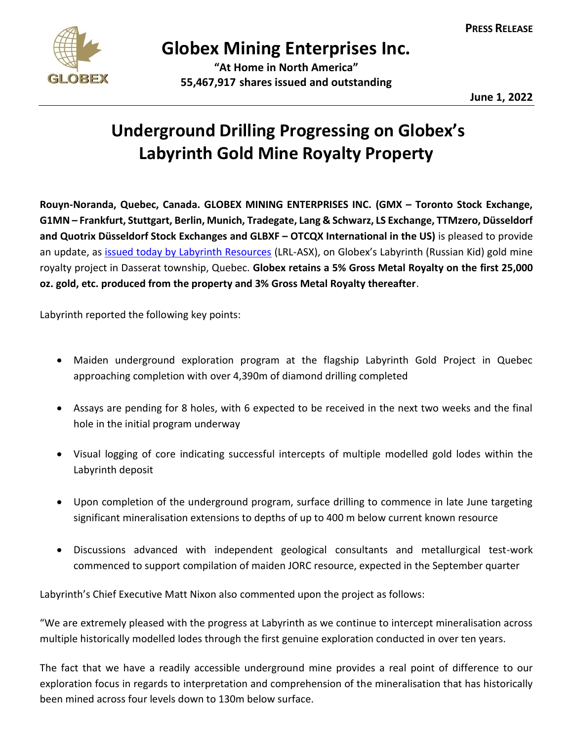**PRESS RELEASE**

# Globex Mining Enterprises Inc.

**"At Home in North America"**
**55,467,917 shares issued and outstanding**

**June 1, 2022**

# Underground Drilling Progressing on Globex's Labyrinth Gold Mine Royalty Property

**Rouyn-Noranda, Quebec, Canada. GLOBEX MINING ENTERPRISES INC. (GMX – Toronto Stock Exchange, G1MN – Frankfurt, Stuttgart, Berlin, Munich, Tradegate, Lang & Schwarz, LS Exchange, TTMzero, Düsseldorf and Quotrix Düsseldorf Stock Exchanges and GLBXF – OTCQX International in the US)** is pleased to provide an update, as issued today by Labyrinth Resources (LRL-ASX), on Globex's Labyrinth (Russian Kid) gold mine royalty project in Dasserat township, Quebec. **Globex retains a 5% Gross Metal Royalty on the first 25,000 oz. gold, etc. produced from the property and 3% Gross Metal Royalty thereafter**.

Labyrinth reported the following key points:

- Maiden underground exploration program at the flagship Labyrinth Gold Project in Quebec approaching completion with over 4,390m of diamond drilling completed
- Assays are pending for 8 holes, with 6 expected to be received in the next two weeks and the final hole in the initial program underway
- Visual logging of core indicating successful intercepts of multiple modelled gold lodes within the Labyrinth deposit
- Upon completion of the underground program, surface drilling to commence in late June targeting significant mineralisation extensions to depths of up to 400 m below current known resource
- Discussions advanced with independent geological consultants and metallurgical test-work commenced to support compilation of maiden JORC resource, expected in the September quarter

Labyrinth's Chief Executive Matt Nixon also commented upon the project as follows:

"We are extremely pleased with the progress at Labyrinth as we continue to intercept mineralisation across multiple historically modelled lodes through the first genuine exploration conducted in over ten years.

The fact that we have a readily accessible underground mine provides a real point of difference to our exploration focus in regards to interpretation and comprehension of the mineralisation that has historically been mined across four levels down to 130m below surface.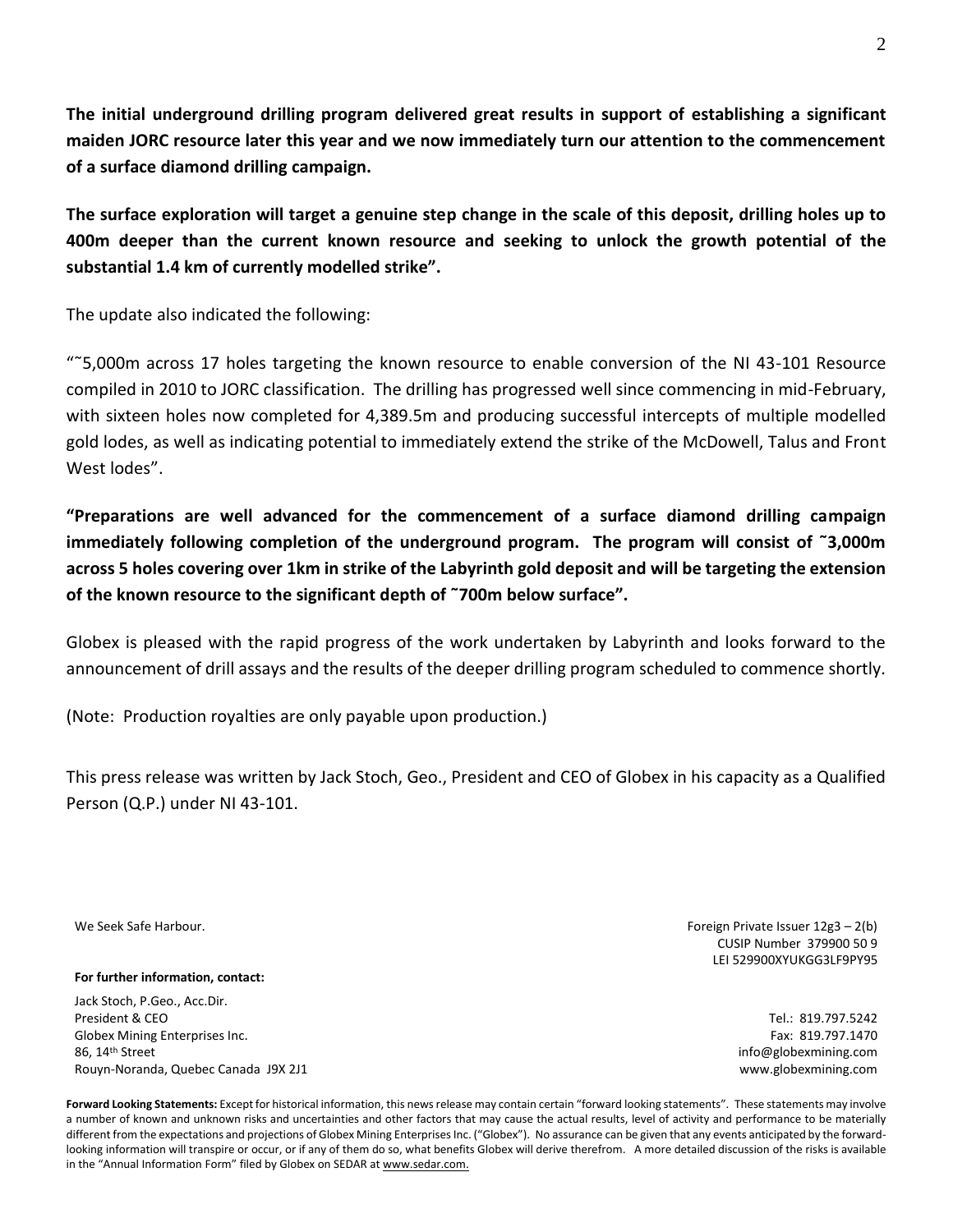**The initial underground drilling program delivered great results in support of establishing a significant maiden JORC resource later this year and we now immediately turn our attention to the commencement of a surface diamond drilling campaign.**

**The surface exploration will target a genuine step change in the scale of this deposit, drilling holes up to 400m deeper than the current known resource and seeking to unlock the growth potential of the substantial 1.4 km of currently modelled strike".**

The update also indicated the following:

"~5,000m across 17 holes targeting the known resource to enable conversion of the NI 43-101 Resource compiled in 2010 to JORC classification. The drilling has progressed well since commencing in mid-February, with sixteen holes now completed for 4,389.5m and producing successful intercepts of multiple modelled gold lodes, as well as indicating potential to immediately extend the strike of the McDowell, Talus and Front West lodes".

**"Preparations are well advanced for the commencement of a surface diamond drilling campaign immediately following completion of the underground program. The program will consist of ~3,000m across 5 holes covering over 1km in strike of the Labyrinth gold deposit and will be targeting the extension of the known resource to the significant depth of ~700m below surface".**

Globex is pleased with the rapid progress of the work undertaken by Labyrinth and looks forward to the announcement of drill assays and the results of the deeper drilling program scheduled to commence shortly.

(Note: Production royalties are only payable upon production.)

This press release was written by Jack Stoch, Geo., President and CEO of Globex in his capacity as a Qualified Person (Q.P.) under NI 43-101.

We Seek Safe Harbour.

Foreign Private Issuer 12g3 – 2(b)
CUSIP Number 379900 50 9
LEI 529900XYUKGG3LF9PY95

**For further information, contact:**

Jack Stoch, P.Geo., Acc.Dir.
President & CEO
Globex Mining Enterprises Inc.
86, 14th Street
Rouyn-Noranda, Quebec Canada J9X 2J1

Tel.: 819.797.5242
Fax: 819.797.1470
info@globexmining.com
www.globexmining.com

**Forward Looking Statements:** Except for historical information, this news release may contain certain "forward looking statements". These statements may involve a number of known and unknown risks and uncertainties and other factors that may cause the actual results, level of activity and performance to be materially different from the expectations and projections of Globex Mining Enterprises Inc. ("Globex"). No assurance can be given that any events anticipated by the forward-looking information will transpire or occur, or if any of them do so, what benefits Globex will derive therefrom. A more detailed discussion of the risks is available in the "Annual Information Form" filed by Globex on SEDAR at www.sedar.com.